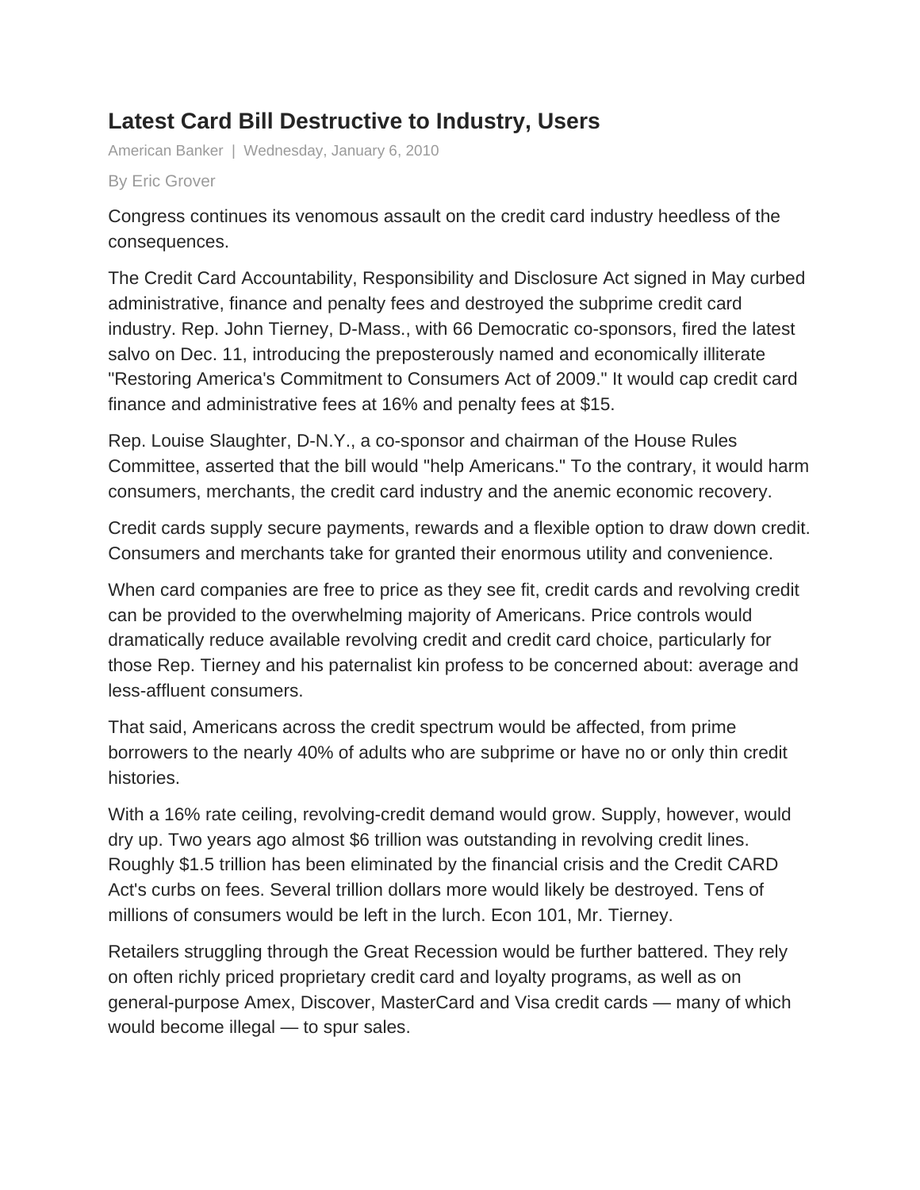# Latest Card Bill Destructive to Industry, Users

American Banker | Wednesday, January 6, 2010

By Eric Grover

Congress continues its venomous assault on the credit card industry heedless of the consequences.

The Credit Card Accountability, Responsibility and Disclosure Act signed in May curbed administrative, finance and penalty fees and destroyed the subprime credit card industry. Rep. John Tierney, D-Mass., with 66 Democratic co-sponsors, fired the latest salvo on Dec. 11, introducing the preposterously named and economically illiterate "Restoring America's Commitment to Consumers Act of 2009." It would cap credit card finance and administrative fees at 16% and penalty fees at $15.

Rep. Louise Slaughter, D-N.Y., a co-sponsor and chairman of the House Rules Committee, asserted that the bill would "help Americans." To the contrary, it would harm consumers, merchants, the credit card industry and the anemic economic recovery.

Credit cards supply secure payments, rewards and a flexible option to draw down credit. Consumers and merchants take for granted their enormous utility and convenience.

When card companies are free to price as they see fit, credit cards and revolving credit can be provided to the overwhelming majority of Americans. Price controls would dramatically reduce available revolving credit and credit card choice, particularly for those Rep. Tierney and his paternalist kin profess to be concerned about: average and less-affluent consumers.

That said, Americans across the credit spectrum would be affected, from prime borrowers to the nearly 40% of adults who are subprime or have no or only thin credit histories.

With a 16% rate ceiling, revolving-credit demand would grow. Supply, however, would dry up. Two years ago almost $6 trillion was outstanding in revolving credit lines. Roughly $1.5 trillion has been eliminated by the financial crisis and the Credit CARD Act's curbs on fees. Several trillion dollars more would likely be destroyed. Tens of millions of consumers would be left in the lurch. Econ 101, Mr. Tierney.

Retailers struggling through the Great Recession would be further battered. They rely on often richly priced proprietary credit card and loyalty programs, as well as on general-purpose Amex, Discover, MasterCard and Visa credit cards — many of which would become illegal — to spur sales.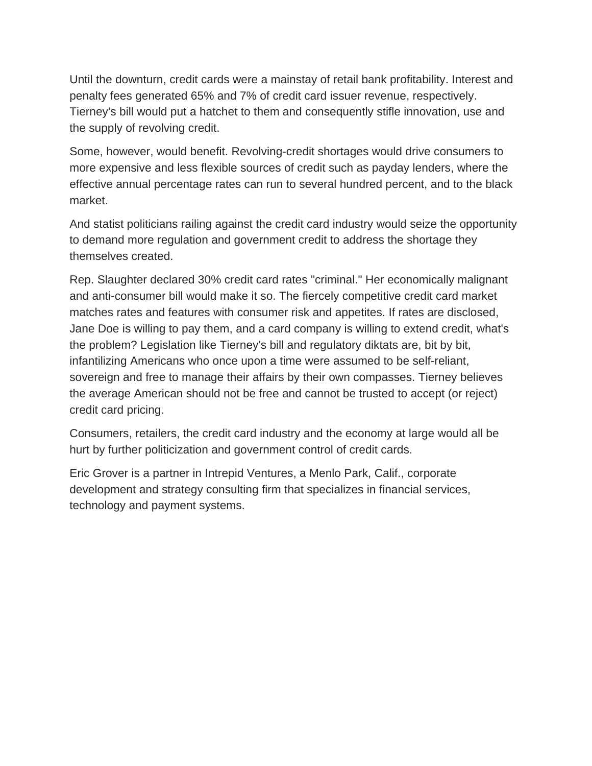Until the downturn, credit cards were a mainstay of retail bank profitability. Interest and penalty fees generated 65% and 7% of credit card issuer revenue, respectively. Tierney's bill would put a hatchet to them and consequently stifle innovation, use and the supply of revolving credit.

Some, however, would benefit. Revolving-credit shortages would drive consumers to more expensive and less flexible sources of credit such as payday lenders, where the effective annual percentage rates can run to several hundred percent, and to the black market.

And statist politicians railing against the credit card industry would seize the opportunity to demand more regulation and government credit to address the shortage they themselves created.

Rep. Slaughter declared 30% credit card rates "criminal." Her economically malignant and anti-consumer bill would make it so. The fiercely competitive credit card market matches rates and features with consumer risk and appetites. If rates are disclosed, Jane Doe is willing to pay them, and a card company is willing to extend credit, what's the problem? Legislation like Tierney's bill and regulatory diktats are, bit by bit, infantilizing Americans who once upon a time were assumed to be self-reliant, sovereign and free to manage their affairs by their own compasses. Tierney believes the average American should not be free and cannot be trusted to accept (or reject) credit card pricing.

Consumers, retailers, the credit card industry and the economy at large would all be hurt by further politicization and government control of credit cards.

Eric Grover is a partner in Intrepid Ventures, a Menlo Park, Calif., corporate development and strategy consulting firm that specializes in financial services, technology and payment systems.